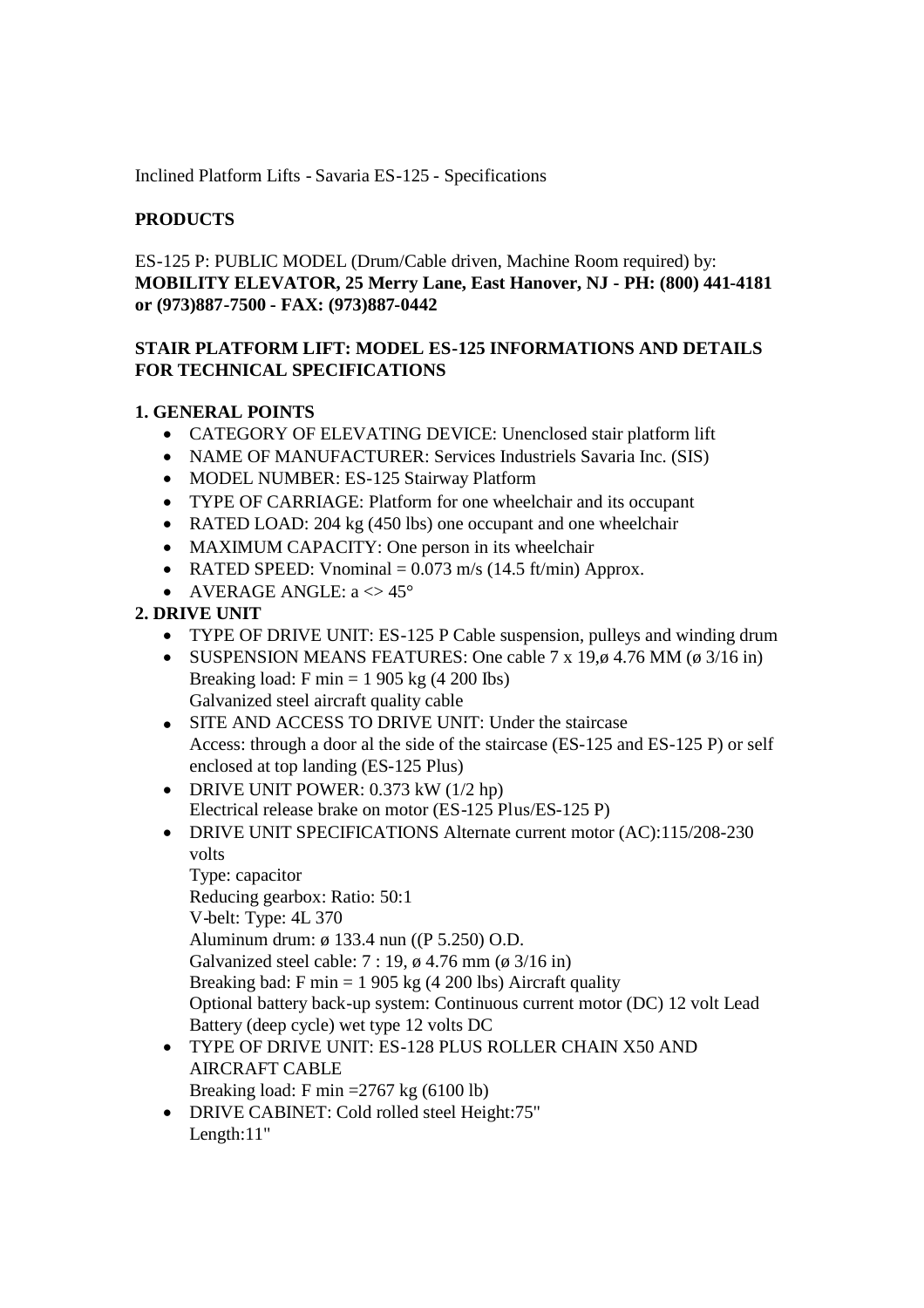Inclined Platform Lifts - Savaria ES-125 - Specifications

**PRODUCTS**

ES-125 P: PUBLIC MODEL (Drum/Cable driven, Machine Room required) by:
**MOBILITY ELEVATOR, 25 Merry Lane, East Hanover, NJ - PH: (800) 441-4181 or (973)887-7500 - FAX: (973)887-0442**

**STAIR PLATFORM LIFT: MODEL ES-125 INFORMATIONS AND DETAILS FOR TECHNICAL SPECIFICATIONS**

**1. GENERAL POINTS**

- CATEGORY OF ELEVATING DEVICE: Unenclosed stair platform lift
- NAME OF MANUFACTURER: Services Industriels Savaria Inc. (SIS)
- MODEL NUMBER: ES-125 Stairway Platform
- TYPE OF CARRIAGE: Platform for one wheelchair and its occupant
- RATED LOAD: 204 kg (450 lbs) one occupant and one wheelchair
- MAXIMUM CAPACITY: One person in its wheelchair
- RATED SPEED: Vnominal = 0.073 m/s (14.5 ft/min) Approx.
- AVERAGE ANGLE: a <> 45°

**2. DRIVE UNIT**

- TYPE OF DRIVE UNIT: ES-125 P Cable suspension, pulleys and winding drum
- SUSPENSION MEANS FEATURES: One cable 7 x 19,ø 4.76 MM (ø 3/16 in)
  Breaking load: F min = 1 905 kg (4 200 Ibs)
  Galvanized steel aircraft quality cable
- SITE AND ACCESS TO DRIVE UNIT: Under the staircase
  Access: through a door al the side of the staircase (ES-125 and ES-125 P) or self enclosed at top landing (ES-125 Plus)
- DRIVE UNIT POWER: 0.373 kW (1/2 hp)
  Electrical release brake on motor (ES-125 Plus/ES-125 P)
- DRIVE UNIT SPECIFICATIONS Alternate current motor (AC):115/208-230 volts
  Type: capacitor
  Reducing gearbox: Ratio: 50:1
  V-belt: Type: 4L 370
  Aluminum drum: ø 133.4 nun ((P 5.250) O.D.
  Galvanized steel cable: 7 : 19, ø 4.76 mm (ø 3/16 in)
  Breaking bad: F min = 1 905 kg (4 200 lbs) Aircraft quality
  Optional battery back-up system: Continuous current motor (DC) 12 volt Lead Battery (deep cycle) wet type 12 volts DC
- TYPE OF DRIVE UNIT: ES-128 PLUS ROLLER CHAIN X50 AND AIRCRAFT CABLE
  Breaking load: F min =2767 kg (6100 lb)
- DRIVE CABINET: Cold rolled steel Height:75"
  Length:11"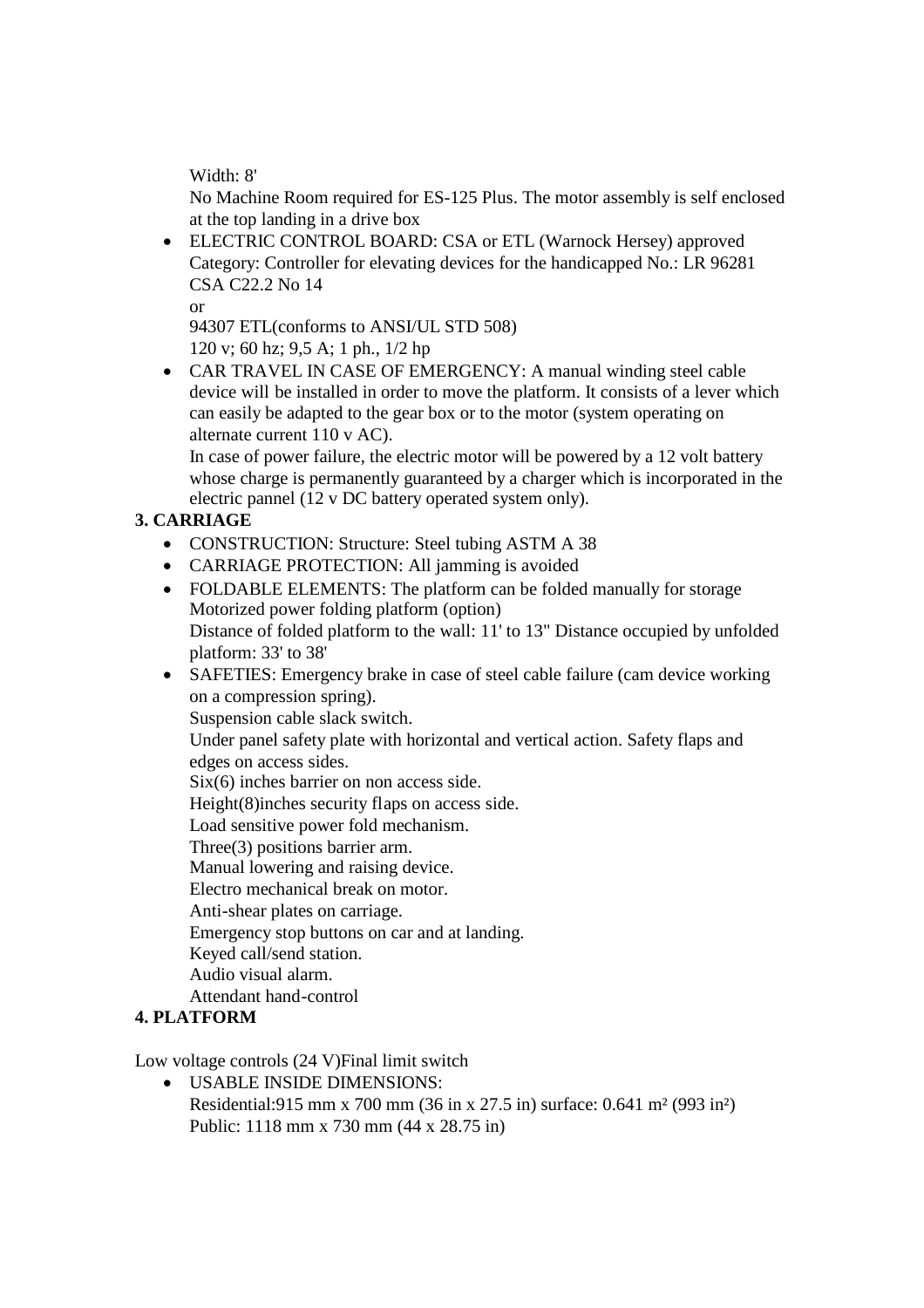Width: 8'

No Machine Room required for ES-125 Plus. The motor assembly is self enclosed at the top landing in a drive box

- ELECTRIC CONTROL BOARD: CSA or ETL (Warnock Hersey) approved Category: Controller for elevating devices for the handicapped No.: LR 96281 CSA C22.2 No 14
  or
  94307 ETL(conforms to ANSI/UL STD 508)
  120 v; 60 hz; 9,5 A; 1 ph., 1/2 hp
- CAR TRAVEL IN CASE OF EMERGENCY: A manual winding steel cable device will be installed in order to move the platform. It consists of a lever which can easily be adapted to the gear box or to the motor (system operating on alternate current 110 v AC).
  In case of power failure, the electric motor will be powered by a 12 volt battery whose charge is permanently guaranteed by a charger which is incorporated in the electric pannel (12 v DC battery operated system only).

**3. CARRIAGE**

- CONSTRUCTION: Structure: Steel tubing ASTM A 38
- CARRIAGE PROTECTION: All jamming is avoided
- FOLDABLE ELEMENTS: The platform can be folded manually for storage
  Motorized power folding platform (option)
  Distance of folded platform to the wall: 11' to 13" Distance occupied by unfolded platform: 33' to 38'
- SAFETIES: Emergency brake in case of steel cable failure (cam device working on a compression spring).
  Suspension cable slack switch.
  Under panel safety plate with horizontal and vertical action. Safety flaps and edges on access sides.
  Six(6) inches barrier on non access side.
  Height(8)inches security flaps on access side.
  Load sensitive power fold mechanism.
  Three(3) positions barrier arm.
  Manual lowering and raising device.
  Electro mechanical break on motor.
  Anti-shear plates on carriage.
  Emergency stop buttons on car and at landing.
  Keyed call/send station.
  Audio visual alarm.
  Attendant hand-control

**4. PLATFORM**

Low voltage controls (24 V)Final limit switch

- USABLE INSIDE DIMENSIONS:
  Residential:915 mm x 700 mm (36 in x 27.5 in) surface: 0.641 m² (993 in²)
  Public: 1118 mm x 730 mm (44 x 28.75 in)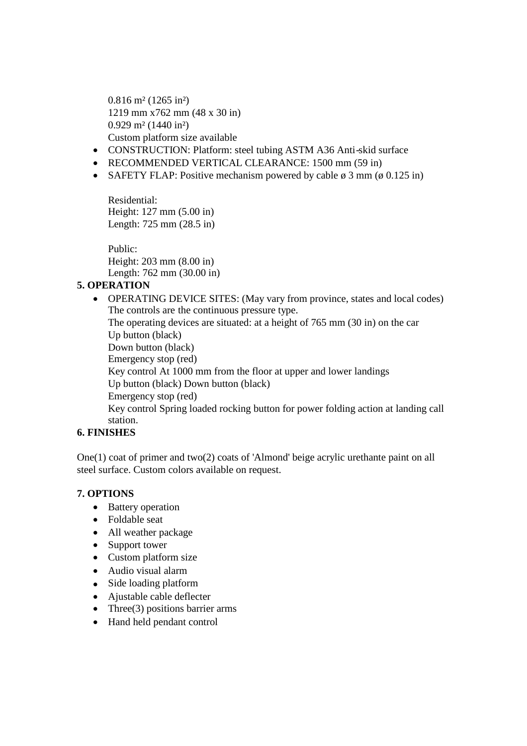0.816 m² (1265 in²)
1219 mm x762 mm (48 x 30 in)
0.929 m² (1440 in²)
Custom platform size available

- CONSTRUCTION: Platform: steel tubing ASTM A36 Anti-skid surface
- RECOMMENDED VERTICAL CLEARANCE: 1500 mm (59 in)
- SAFETY FLAP: Positive mechanism powered by cable ø 3 mm (ø 0.125 in)

  Residential:
  Height: 127 mm (5.00 in)
  Length: 725 mm (28.5 in)

  Public:
  Height: 203 mm (8.00 in)
  Length: 762 mm (30.00 in)

**5. OPERATION**

- OPERATING DEVICE SITES: (May vary from province, states and local codes)
  The controls are the continuous pressure type.
  The operating devices are situated: at a height of 765 mm (30 in) on the car
  Up button (black)
  Down button (black)
  Emergency stop (red)
  Key control At 1000 mm from the floor at upper and lower landings
  Up button (black) Down button (black)
  Emergency stop (red)
  Key control Spring loaded rocking button for power folding action at landing call station.

**6. FINISHES**

One(1) coat of primer and two(2) coats of 'Almond' beige acrylic urethante paint on all steel surface. Custom colors available on request.

**7. OPTIONS**

- Battery operation
- Foldable seat
- All weather package
- Support tower
- Custom platform size
- Audio visual alarm
- Side loading platform
- Ajustable cable deflecter
- Three(3) positions barrier arms
- Hand held pendant control